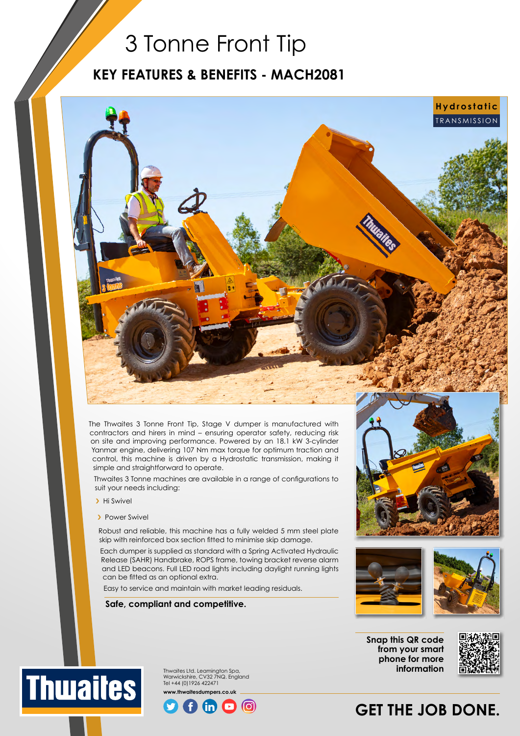# 3 Tonne Front Tip

## KEY FEATURES & BENEFITS - MACH2081

**Hydrostatic**
TRANSMISSION

The Thwaites 3 Tonne Front Tip, Stage V dumper is manufactured with contractors and hirers in mind – ensuring operator safety, reducing risk on site and improving performance. Powered by an 18.1 kW 3-cylinder Yanmar engine, delivering 107 Nm max torque for optimum traction and control, this machine is driven by a Hydrostatic transmission, making it simple and straightforward to operate.

Thwaites 3 Tonne machines are available in a range of configurations to suit your needs including:

- Hi Swivel
- Power Swivel

Robust and reliable, this machine has a fully welded 5 mm steel plate skip with reinforced box section fitted to minimise skip damage.

Each dumper is supplied as standard with a Spring Activated Hydraulic Release (SAHR) Handbrake, ROPS frame, towing bracket reverse alarm and LED beacons. Full LED road lights including daylight running lights can be fitted as an optional extra.

Easy to service and maintain with market leading residuals.

**Safe, compliant and competitive.**

**Snap this QR code from your smart phone for more information**

Thwaites Ltd. Leamington Spa, Warwickshire, CV32 7NQ. England
Tel +44 (0)1926 422471

**www.thwaitesdumpers.co.uk**

**GET THE JOB DONE.**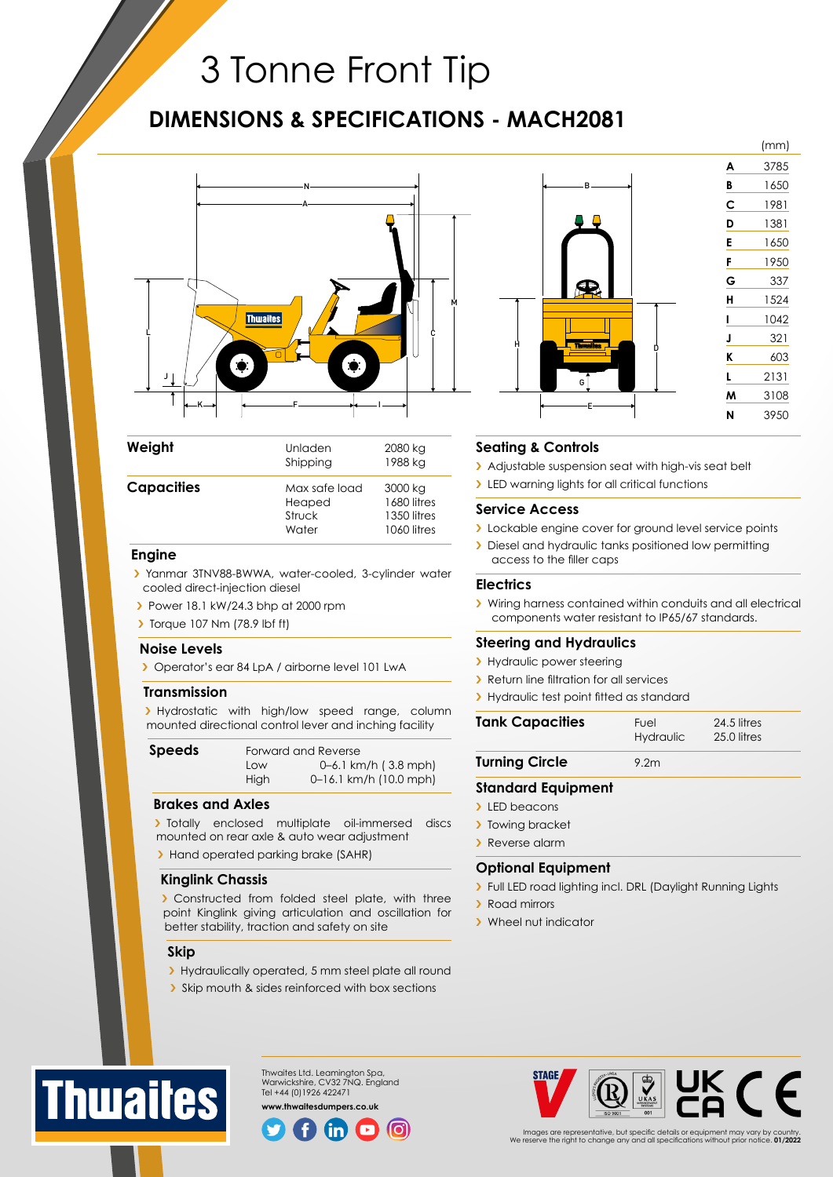# 3 Tonne Front Tip

## DIMENSIONS & SPECIFICATIONS - MACH2081

| | (mm) |
|---|---|
| **A** | 3785 |
| **B** | 1650 |
| **C** | 1981 |
| **D** | 1381 |
| **E** | 1650 |
| **F** | 1950 |
| **G** | 337 |
| **H** | 1524 |
| **I** | 1042 |
| **J** | 321 |
| **K** | 603 |
| **L** | 2131 |
| **M** | 3108 |
| **N** | 3950 |

| | | |
|---|---|---|
| **Weight** | Unladen | 2080 kg |
| | Shipping | 1988 kg |
| **Capacities** | Max safe load | 3000 kg |
| | Heaped | 1680 litres |
| | Struck | 1350 litres |
| | Water | 1060 litres |

### Engine

- Yanmar 3TNV88-BWWA, water-cooled, 3-cylinder water cooled direct-injection diesel
- Power 18.1 kW/24.3 bhp at 2000 rpm
- Torque 107 Nm (78.9 lbf ft)

### Noise Levels

- Operator's ear 84 LpA / airborne level 101 LwA

### Transmission

- Hydrostatic with high/low speed range, column mounted directional control lever and inching facility

| | | |
|---|---|---|
| **Speeds** | Forward and Reverse | |
| | Low | 0–6.1 km/h ( 3.8 mph) |
| | High | 0–16.1 km/h (10.0 mph) |

### Brakes and Axles

- Totally enclosed multiplate oil-immersed discs mounted on rear axle & auto wear adjustment
- Hand operated parking brake (SAHR)

### Kinglink Chassis

- Constructed from folded steel plate, with three point Kinglink giving articulation and oscillation for better stability, traction and safety on site

### Skip

- Hydraulically operated, 5 mm steel plate all round
- Skip mouth & sides reinforced with box sections

### Seating & Controls

- Adjustable suspension seat with high-vis seat belt
- LED warning lights for all critical functions

### Service Access

- Lockable engine cover for ground level service points
- Diesel and hydraulic tanks positioned low permitting access to the filler caps

### Electrics

- Wiring harness contained within conduits and all electrical components water resistant to IP65/67 standards.

### Steering and Hydraulics

- Hydraulic power steering
- Return line filtration for all services
- Hydraulic test point fitted as standard

| | | |
|---|---|---|
| **Tank Capacities** | Fuel | 24.5 litres |
| | Hydraulic | 25.0 litres |
| **Turning Circle** | 9.2m | |

### Standard Equipment

- LED beacons
- Towing bracket
- Reverse alarm

### Optional Equipment

- Full LED road lighting incl. DRL (Daylight Running Lights
- Road mirrors
- Wheel nut indicator

Thwaites Ltd. Leamington Spa, Warwickshire, CV32 7NQ. England
Tel +44 (0)1926 422471
**www.thwaitesdumpers.co.uk**

Images are representative, but specific details or equipment may vary by country.
We reserve the right to change any and all specifications without prior notice. **01/2022**